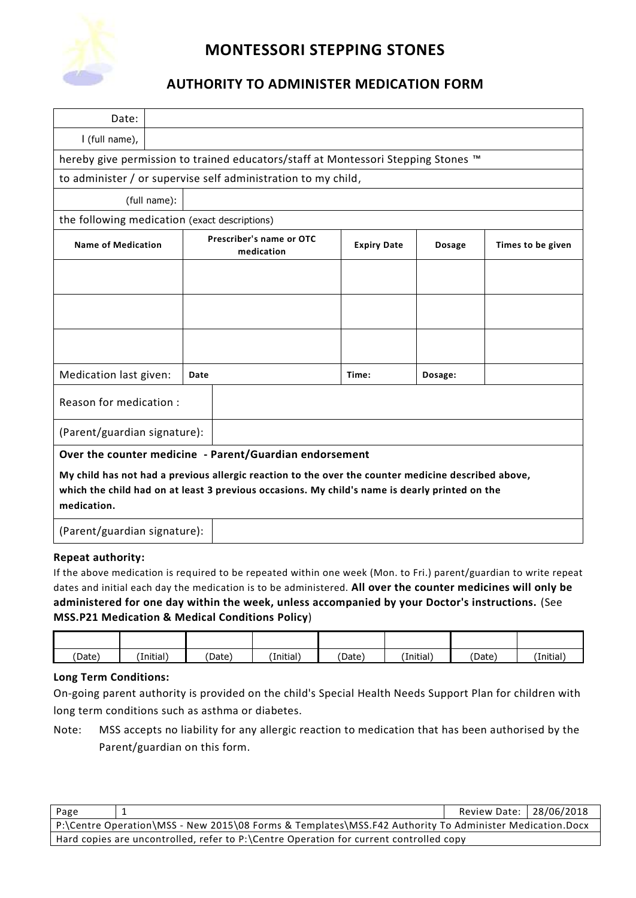# MONTESSORI STEPPING STONES

## AUTHORITY TO ADMINISTER MEDICATION FORM

| Date: | |
|---|---|
| I (full name), | |

hereby give permission to trained educators/staff at Montessori Stepping Stones ™

to administer / or supervise self administration to my child,

| (full name): | |
|---|---|

the following medication (exact descriptions)

| Name of Medication | Prescriber's name or OTC medication | Expiry Date | Dosage | Times to be given |
|---|---|---|---|---|
| | | | | |
| | | | | |
| | | | | |
| Medication last given: | Date | Time: | Dosage: | |

| Reason for medication : | |
|---|---|
| (Parent/guardian signature): | |

**Over the counter medicine - Parent/Guardian endorsement**

**My child has not had a previous allergic reaction to the over the counter medicine described above, which the child had on at least 3 previous occasions. My child's name is dearly printed on the medication.**

| (Parent/guardian signature): | |
|---|---|

**Repeat authority:**

If the above medication is required to be repeated within one week (Mon. to Fri.) parent/guardian to write repeat dates and initial each day the medication is to be administered. **All over the counter medicines will only be administered for one day within the week, unless accompanied by your Doctor's instructions.** (See **MSS.P21 Medication & Medical Conditions Policy**)

| | | | | | | | |
|---|---|---|---|---|---|---|---|
| (Date) | (Initial) | (Date) | (Initial) | (Date) | (Initial) | (Date) | (Initial) |

**Long Term Conditions:**

On-going parent authority is provided on the child's Special Health Needs Support Plan for children with long term conditions such as asthma or diabetes.

Note: MSS accepts no liability for any allergic reaction to medication that has been authorised by the Parent/guardian on this form.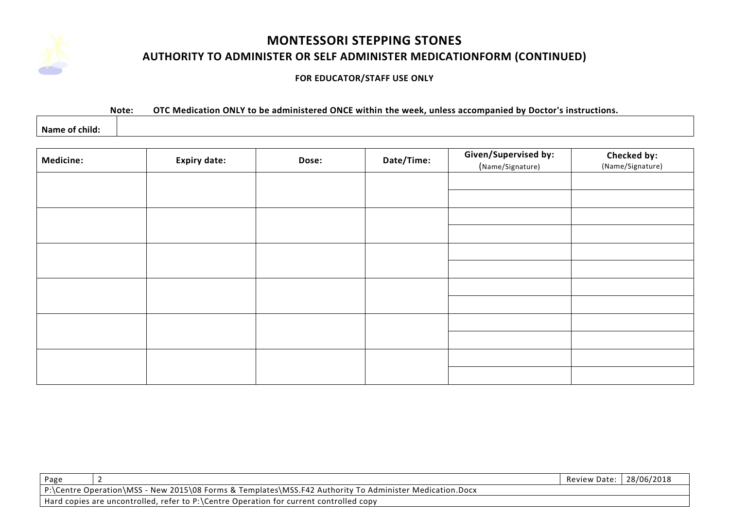# MONTESSORI STEPPING STONES

## AUTHORITY TO ADMINISTER OR SELF ADMINISTER MEDICATIONFORM (CONTINUED)

**FOR EDUCATOR/STAFF USE ONLY**

**Note: OTC Medication ONLY to be administered ONCE within the week, unless accompanied by Doctor's instructions.**

| | |
|---|---|
| **Name of child:** | |

| **Medicine:** | **Expiry date:** | **Dose:** | **Date/Time:** | **Given/Supervised by:** (Name/Signature) | **Checked by:** (Name/Signature) |
|---|---|---|---|---|---|
| | | | | | |
| | | | | | |
| | | | | | |
| | | | | | |
| | | | | | |
| | | | | | |
| | | | | | |
| | | | | | |
| | | | | | |
| | | | | | |
| | | | | | |
| | | | | | |

| | | | |
|---|---|---|---|
| Page | 2 | Review Date: | 28/06/2018 |
| P:\Centre Operation\MSS - New 2015\08 Forms & Templates\MSS.F42 Authority To Administer Medication.Docx | | | |
| Hard copies are uncontrolled, refer to P:\Centre Operation for current controlled copy | | | |